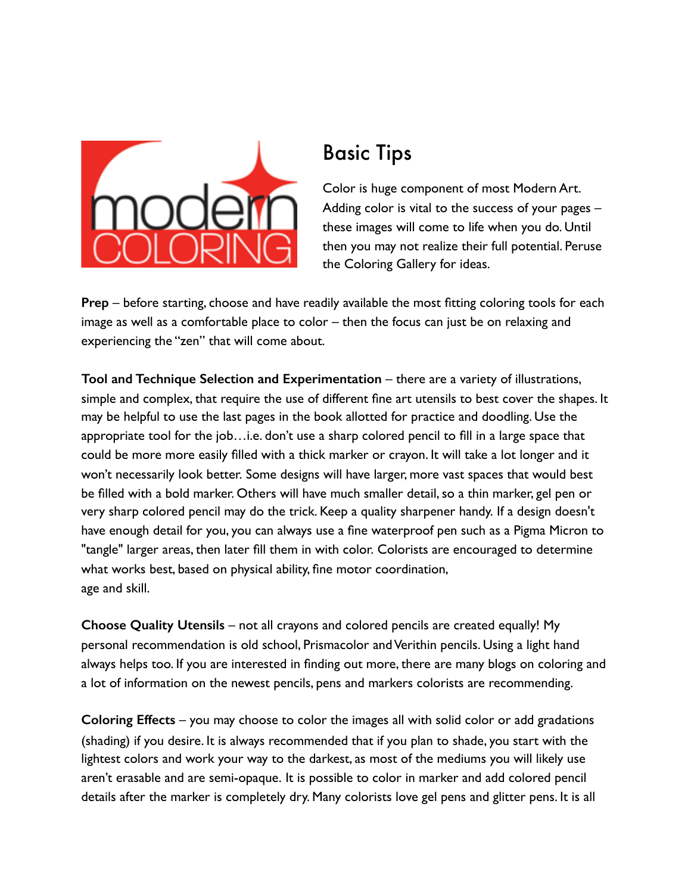modern COLORING

## Basic Tips

Color is huge component of most Modern Art. Adding color is vital to the success of your pages – these images will come to life when you do. Until then you may not realize their full potential. Peruse the Coloring Gallery for ideas.

**Prep** – before starting, choose and have readily available the most fitting coloring tools for each image as well as a comfortable place to color – then the focus can just be on relaxing and experiencing the "zen" that will come about.

**Tool and Technique Selection and Experimentation** – there are a variety of illustrations, simple and complex, that require the use of different fine art utensils to best cover the shapes. It may be helpful to use the last pages in the book allotted for practice and doodling. Use the appropriate tool for the job…i.e. don't use a sharp colored pencil to fill in a large space that could be more more easily filled with a thick marker or crayon. It will take a lot longer and it won't necessarily look better. Some designs will have larger, more vast spaces that would best be filled with a bold marker. Others will have much smaller detail, so a thin marker, gel pen or very sharp colored pencil may do the trick. Keep a quality sharpener handy. If a design doesn't have enough detail for you, you can always use a fine waterproof pen such as a Pigma Micron to "tangle" larger areas, then later fill them in with color. Colorists are encouraged to determine what works best, based on physical ability, fine motor coordination, age and skill.

**Choose Quality Utensils** – not all crayons and colored pencils are created equally! My personal recommendation is old school, Prismacolor and Verithin pencils. Using a light hand always helps too. If you are interested in finding out more, there are many blogs on coloring and a lot of information on the newest pencils, pens and markers colorists are recommending.

**Coloring Effects** – you may choose to color the images all with solid color or add gradations (shading) if you desire. It is always recommended that if you plan to shade, you start with the lightest colors and work your way to the darkest, as most of the mediums you will likely use aren't erasable and are semi-opaque. It is possible to color in marker and add colored pencil details after the marker is completely dry. Many colorists love gel pens and glitter pens. It is all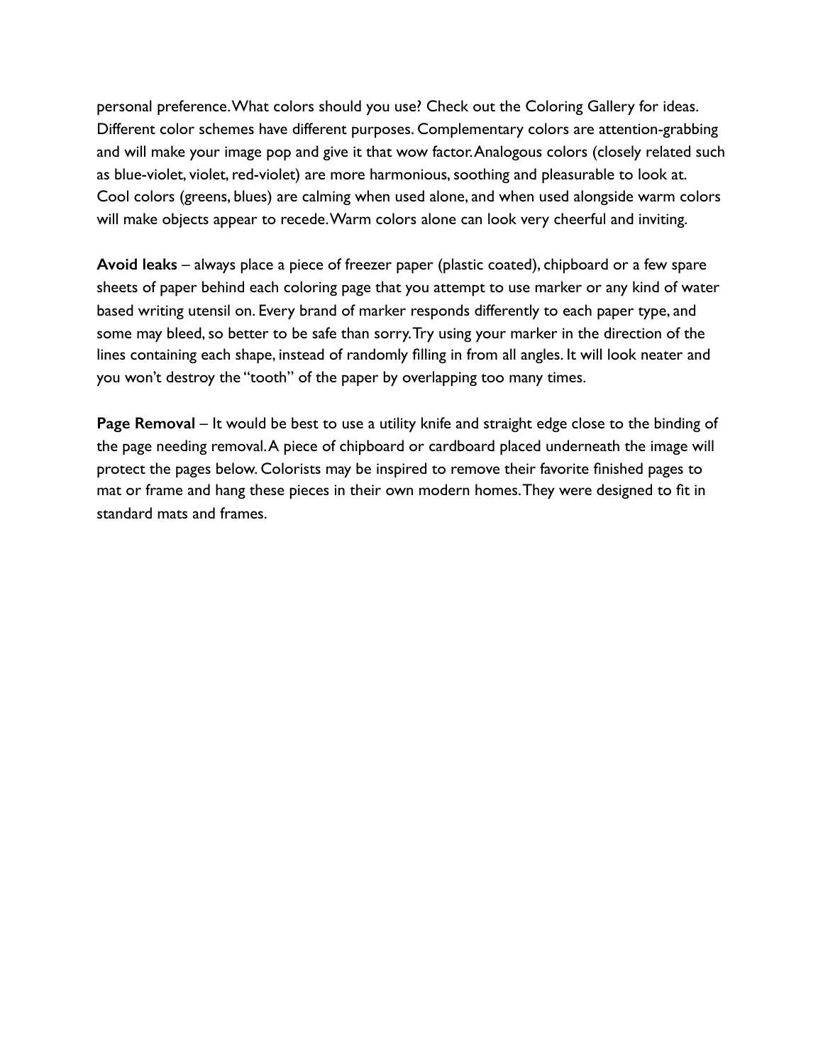personal preference. What colors should you use? Check out the Coloring Gallery for ideas. Different color schemes have different purposes. Complementary colors are attention-grabbing and will make your image pop and give it that wow factor. Analogous colors (closely related such as blue-violet, violet, red-violet) are more harmonious, soothing and pleasurable to look at. Cool colors (greens, blues) are calming when used alone, and when used alongside warm colors will make objects appear to recede. Warm colors alone can look very cheerful and inviting.

**Avoid leaks** – always place a piece of freezer paper (plastic coated), chipboard or a few spare sheets of paper behind each coloring page that you attempt to use marker or any kind of water based writing utensil on. Every brand of marker responds differently to each paper type, and some may bleed, so better to be safe than sorry. Try using your marker in the direction of the lines containing each shape, instead of randomly filling in from all angles. It will look neater and you won't destroy the "tooth" of the paper by overlapping too many times.

**Page Removal** – It would be best to use a utility knife and straight edge close to the binding of the page needing removal. A piece of chipboard or cardboard placed underneath the image will protect the pages below. Colorists may be inspired to remove their favorite finished pages to mat or frame and hang these pieces in their own modern homes. They were designed to fit in standard mats and frames.